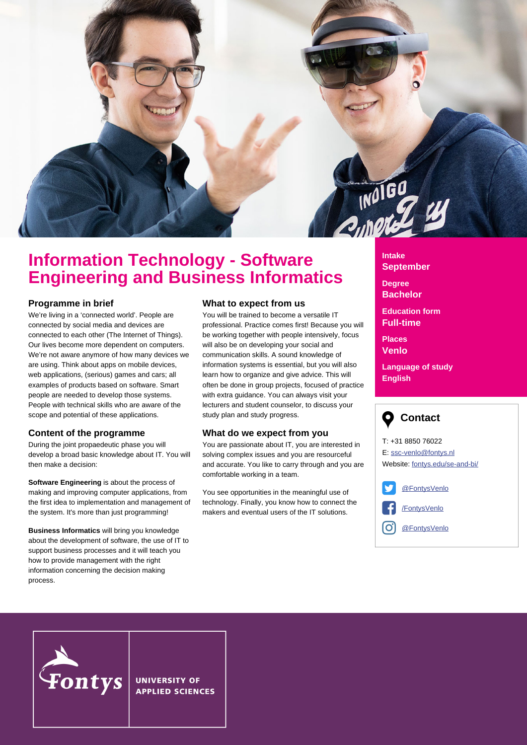# Information Technology - Software Engineering and Business Informatics

## Programme in brief

We're living in a 'connected world'. People are connected by social media and devices are connected to each other (The Internet of Things). Our lives become more dependent on computers. We're not aware anymore of how many devices we are using. Think about apps on mobile devices, web applications, (serious) games and cars; all examples of products based on software. Smart people are needed to develop those systems. People with technical skills who are aware of the scope and potential of these applications.

## Content of the programme

During the joint propaedeutic phase you will develop a broad basic knowledge about IT. You will then make a decision:

**Software Engineering** is about the process of making and improving computer applications, from the first idea to implementation and management of the system. It's more than just programming!

**Business Informatics** will bring you knowledge about the development of software, the use of IT to support business processes and it will teach you how to provide management with the right information concerning the decision making process.

## What to expect from us

You will be trained to become a versatile IT professional. Practice comes first! Because you will be working together with people intensively, focus will also be on developing your social and communication skills. A sound knowledge of information systems is essential, but you will also learn how to organize and give advice. This will often be done in group projects, focused of practice with extra guidance. You can always visit your lecturers and student counselor, to discuss your study plan and study progress.

## What do we expect from you

You are passionate about IT, you are interested in solving complex issues and you are resourceful and accurate. You like to carry through and you are comfortable working in a team.

You see opportunities in the meaningful use of technology. Finally, you know how to connect the makers and eventual users of the IT solutions.

**Intake**
September

**Degree**
Bachelor

**Education form**
Full-time

**Places**
Venlo

**Language of study**
English

## Contact

T: +31 8850 76022
E: ssc-venlo@fontys.nl
Website: fontys.edu/se-and-bi/

@FontysVenlo
/FontysVenlo
@FontysVenlo

Fontys UNIVERSITY OF APPLIED SCIENCES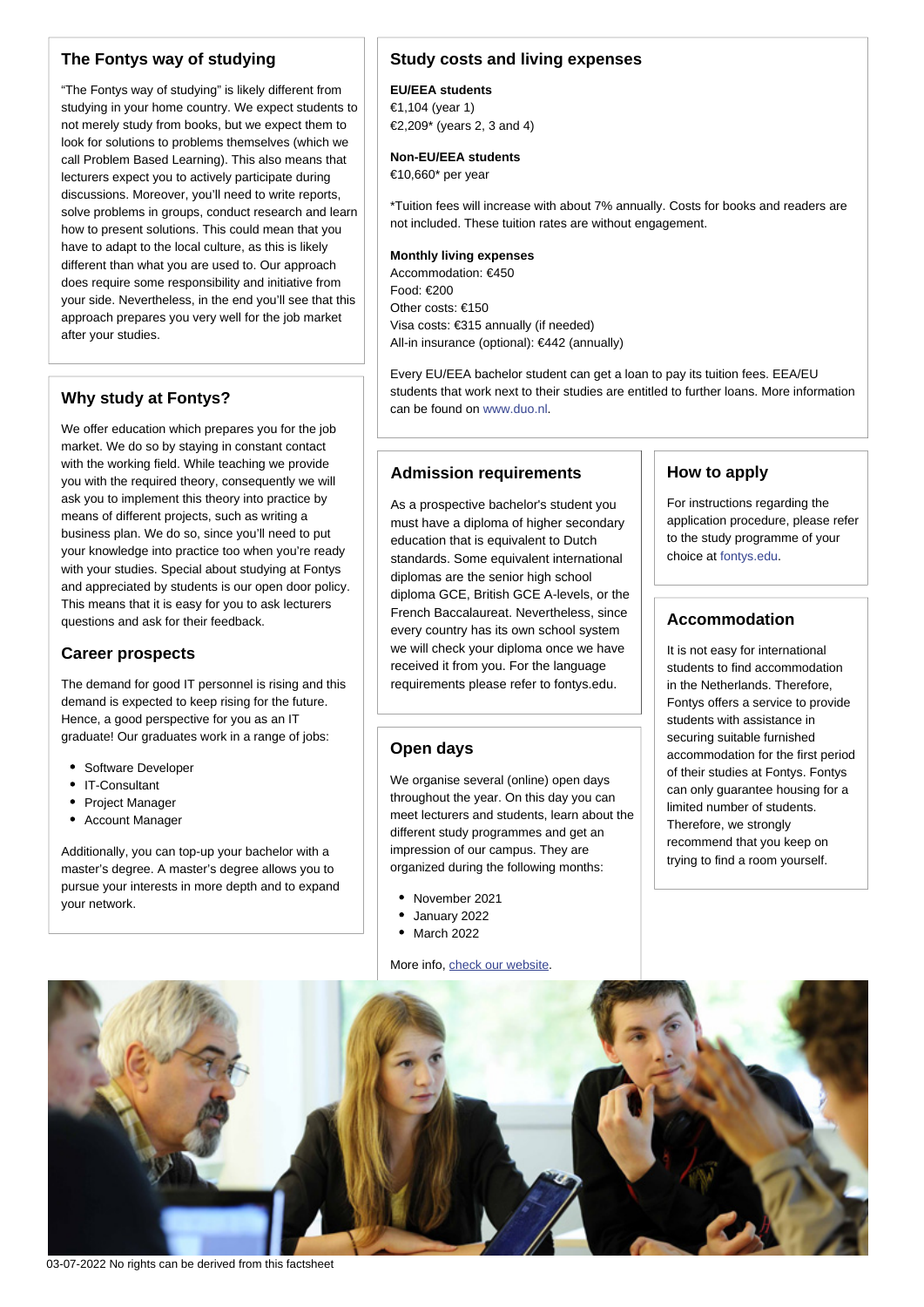## The Fontys way of studying

"The Fontys way of studying" is likely different from studying in your home country. We expect students to not merely study from books, but we expect them to look for solutions to problems themselves (which we call Problem Based Learning). This also means that lecturers expect you to actively participate during discussions. Moreover, you'll need to write reports, solve problems in groups, conduct research and learn how to present solutions. This could mean that you have to adapt to the local culture, as this is likely different than what you are used to. Our approach does require some responsibility and initiative from your side. Nevertheless, in the end you'll see that this approach prepares you very well for the job market after your studies.

## Why study at Fontys?

We offer education which prepares you for the job market. We do so by staying in constant contact with the working field. While teaching we provide you with the required theory, consequently we will ask you to implement this theory into practice by means of different projects, such as writing a business plan. We do so, since you'll need to put your knowledge into practice too when you're ready with your studies. Special about studying at Fontys and appreciated by students is our open door policy. This means that it is easy for you to ask lecturers questions and ask for their feedback.

## Career prospects

The demand for good IT personnel is rising and this demand is expected to keep rising for the future. Hence, a good perspective for you as an IT graduate! Our graduates work in a range of jobs:

- Software Developer
- IT-Consultant
- Project Manager
- Account Manager

Additionally, you can top-up your bachelor with a master's degree. A master's degree allows you to pursue your interests in more depth and to expand your network.

## Study costs and living expenses

**EU/EEA students**
€1,104 (year 1)
€2,209* (years 2, 3 and 4)

**Non-EU/EEA students**
€10,660* per year

*Tuition fees will increase with about 7% annually. Costs for books and readers are not included. These tuition rates are without engagement.

**Monthly living expenses**
Accommodation: €450
Food: €200
Other costs: €150
Visa costs: €315 annually (if needed)
All-in insurance (optional): €442 (annually)

Every EU/EEA bachelor student can get a loan to pay its tuition fees. EEA/EU students that work next to their studies are entitled to further loans. More information can be found on www.duo.nl.

## Admission requirements

As a prospective bachelor's student you must have a diploma of higher secondary education that is equivalent to Dutch standards. Some equivalent international diplomas are the senior high school diploma GCE, British GCE A-levels, or the French Baccalaureat. Nevertheless, since every country has its own school system we will check your diploma once we have received it from you. For the language requirements please refer to fontys.edu.

## How to apply

For instructions regarding the application procedure, please refer to the study programme of your choice at fontys.edu.

## Accommodation

It is not easy for international students to find accommodation in the Netherlands. Therefore, Fontys offers a service to provide students with assistance in securing suitable furnished accommodation for the first period of their studies at Fontys. Fontys can only guarantee housing for a limited number of students. Therefore, we strongly recommend that you keep on trying to find a room yourself.

## Open days

We organise several (online) open days throughout the year. On this day you can meet lecturers and students, learn about the different study programmes and get an impression of our campus. They are organized during the following months:

- November 2021
- January 2022
- March 2022

More info, check our website.

03-07-2022 No rights can be derived from this factsheet